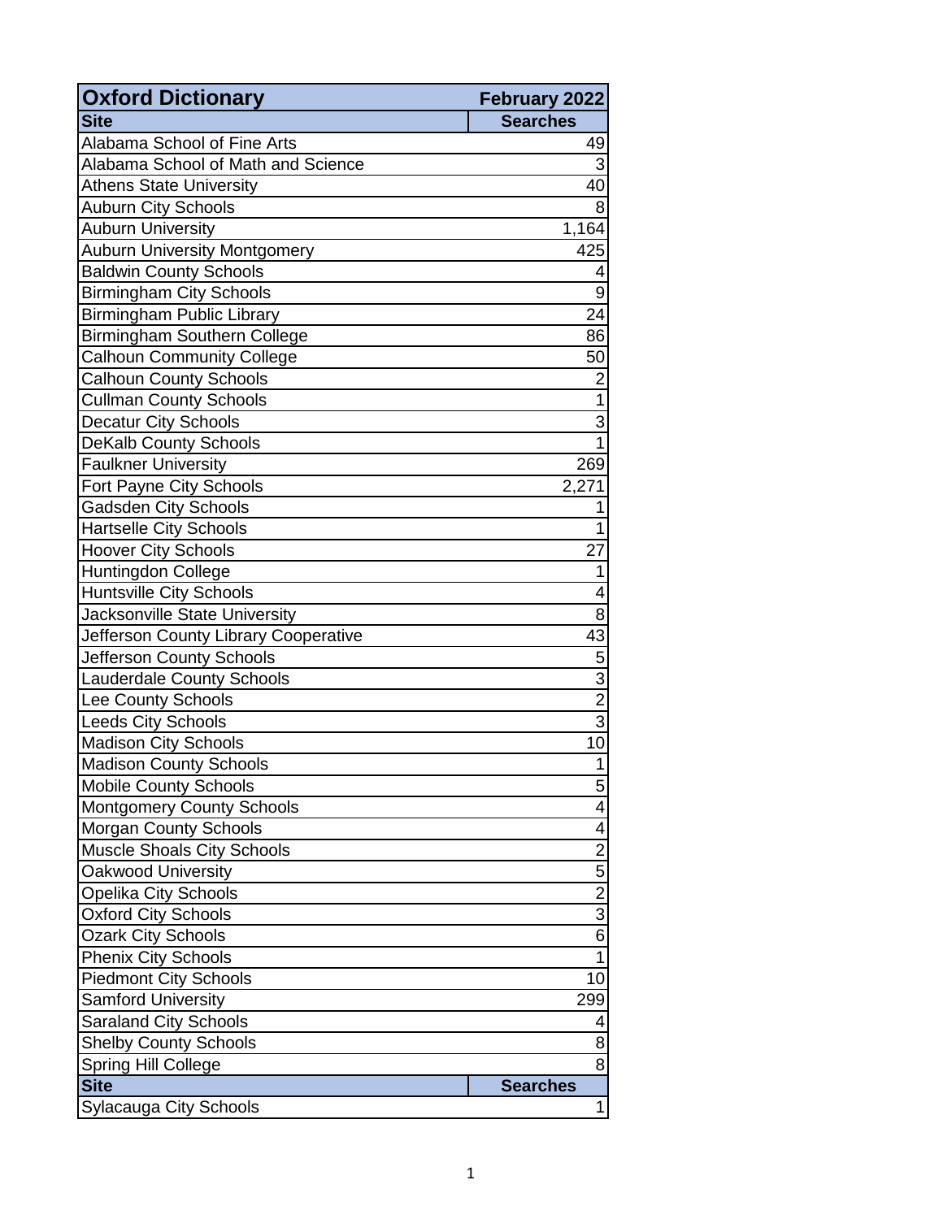| Oxford Dictionary | February 2022 |
|---|---|
| **Site** | **Searches** |
| Alabama School of Fine Arts | 49 |
| Alabama School of Math and Science | 3 |
| Athens State University | 40 |
| Auburn City Schools | 8 |
| Auburn University | 1,164 |
| Auburn University Montgomery | 425 |
| Baldwin County Schools | 4 |
| Birmingham City Schools | 9 |
| Birmingham Public Library | 24 |
| Birmingham Southern College | 86 |
| Calhoun Community College | 50 |
| Calhoun County Schools | 2 |
| Cullman County Schools | 1 |
| Decatur City Schools | 3 |
| DeKalb County Schools | 1 |
| Faulkner University | 269 |
| Fort Payne City Schools | 2,271 |
| Gadsden City Schools | 1 |
| Hartselle City Schools | 1 |
| Hoover City Schools | 27 |
| Huntingdon College | 1 |
| Huntsville City Schools | 4 |
| Jacksonville State University | 8 |
| Jefferson County Library Cooperative | 43 |
| Jefferson County Schools | 5 |
| Lauderdale County Schools | 3 |
| Lee County Schools | 2 |
| Leeds City Schools | 3 |
| Madison City Schools | 10 |
| Madison County Schools | 1 |
| Mobile County Schools | 5 |
| Montgomery County Schools | 4 |
| Morgan County Schools | 4 |
| Muscle Shoals City Schools | 2 |
| Oakwood University | 5 |
| Opelika City Schools | 2 |
| Oxford City Schools | 3 |
| Ozark City Schools | 6 |
| Phenix City Schools | 1 |
| Piedmont City Schools | 10 |
| Samford University | 299 |
| Saraland City Schools | 4 |
| Shelby County Schools | 8 |
| Spring Hill College | 8 |
| **Site** | **Searches** |
| Sylacauga City Schools | 1 |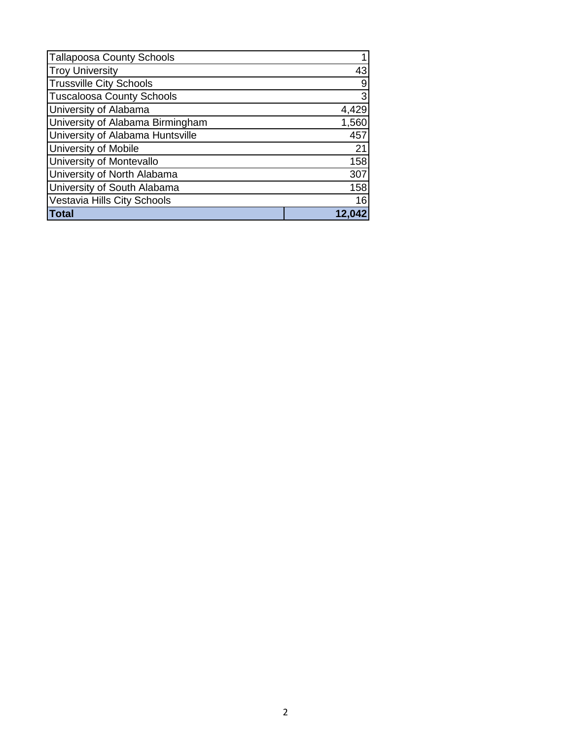| | |
|---|---|
| Tallapoosa County Schools | 1 |
| Troy University | 43 |
| Trussville City Schools | 9 |
| Tuscaloosa County Schools | 3 |
| University of Alabama | 4,429 |
| University of Alabama Birmingham | 1,560 |
| University of Alabama Huntsville | 457 |
| University of Mobile | 21 |
| University of Montevallo | 158 |
| University of North Alabama | 307 |
| University of South Alabama | 158 |
| Vestavia Hills City Schools | 16 |
| **Total** | **12,042** |